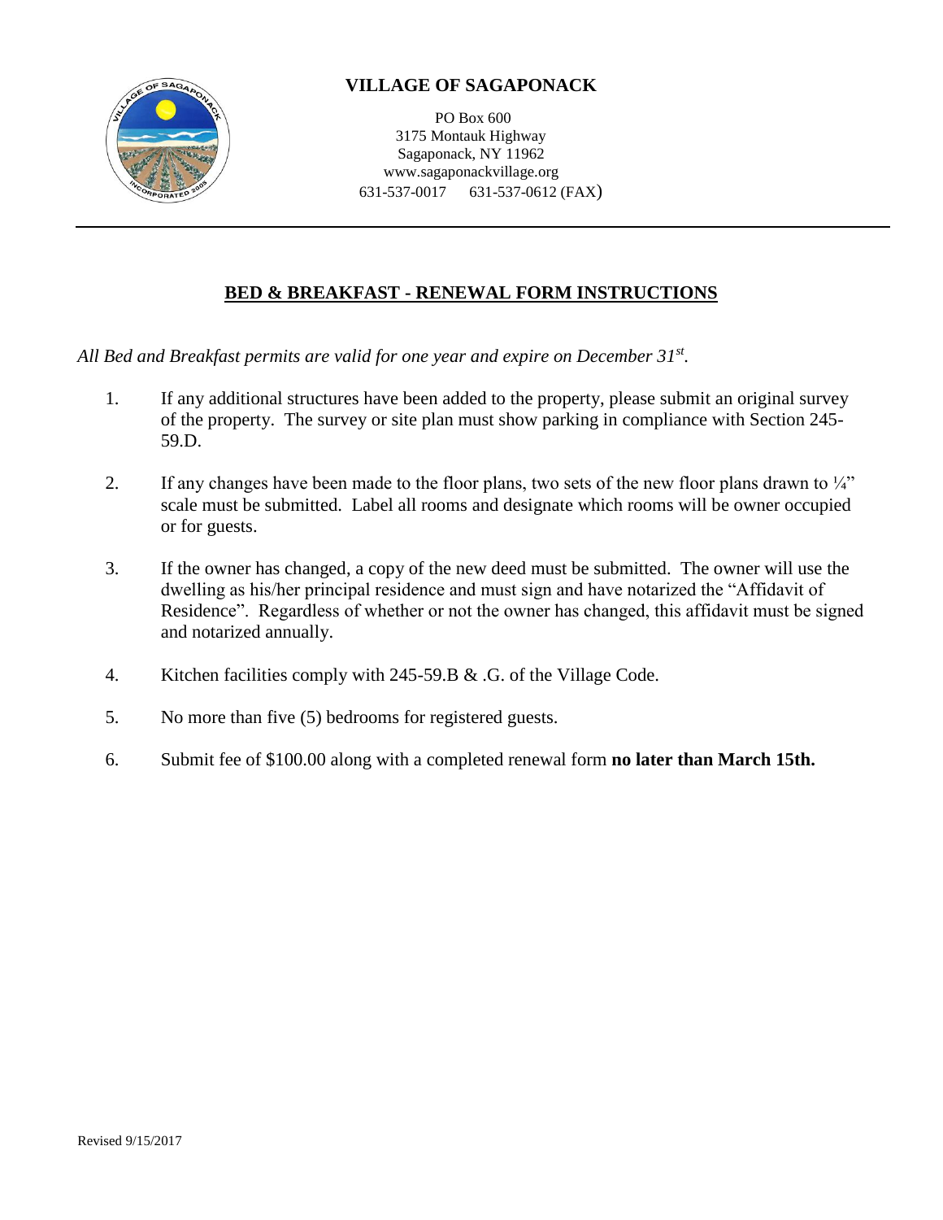# VILLAGE OF SAGAPONACK

PO Box 600
3175 Montauk Highway
Sagaponack, NY 11962
www.sagaponackvillage.org
631-537-0017 631-537-0612 (FAX)

---

## BED & BREAKFAST - RENEWAL FORM INSTRUCTIONS

*All Bed and Breakfast permits are valid for one year and expire on December 31st.*

1. If any additional structures have been added to the property, please submit an original survey of the property. The survey or site plan must show parking in compliance with Section 245-59.D.

2. If any changes have been made to the floor plans, two sets of the new floor plans drawn to ¼" scale must be submitted. Label all rooms and designate which rooms will be owner occupied or for guests.

3. If the owner has changed, a copy of the new deed must be submitted. The owner will use the dwelling as his/her principal residence and must sign and have notarized the "Affidavit of Residence". Regardless of whether or not the owner has changed, this affidavit must be signed and notarized annually.

4. Kitchen facilities comply with 245-59.B & .G. of the Village Code.

5. No more than five (5) bedrooms for registered guests.

6. Submit fee of $100.00 along with a completed renewal form **no later than March 15th.**

Revised 9/15/2017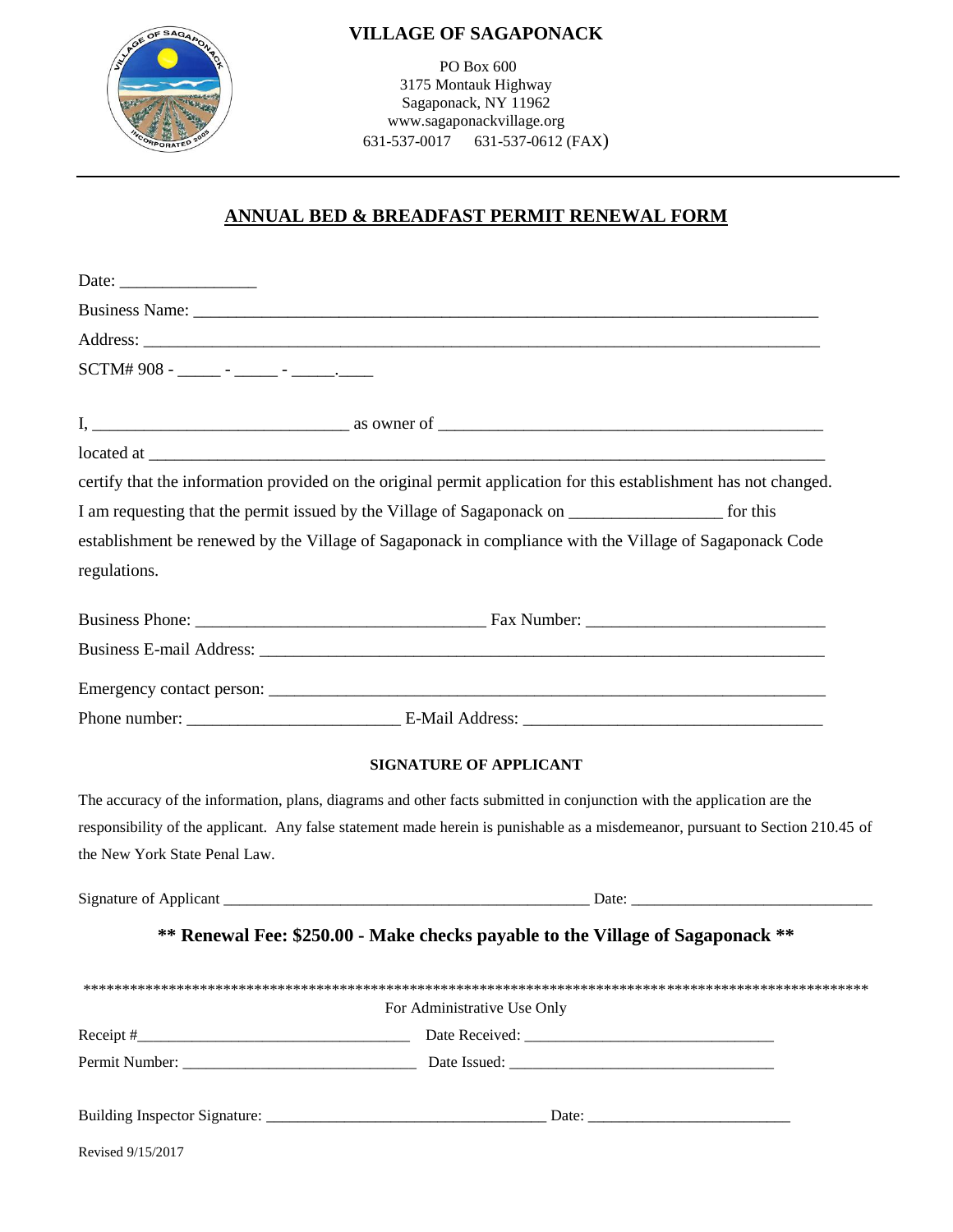# VILLAGE OF SAGAPONACK

PO Box 600
3175 Montauk Highway
Sagaponack, NY 11962
www.sagaponackvillage.org
631-537-0017 631-537-0612 (FAX)

---

## ANNUAL BED & BREAKFAST PERMIT RENEWAL FORM

Date: _______________

Business Name: ______________________________________________________________________

Address: ___________________________________________________________________________

SCTM# 908 - _____ - _____ - _____.____

I, ____________________________ as owner of __________________________________________

located at ___________________________________________________________________________

certify that the information provided on the original permit application for this establishment has not changed. I am requesting that the permit issued by the Village of Sagaponack on _________________ for this establishment be renewed by the Village of Sagaponack in compliance with the Village of Sagaponack Code regulations.

Business Phone: ________________________________ Fax Number: __________________________

Business E-mail Address: _______________________________________________________________

Emergency contact person: ______________________________________________________________

Phone number: _______________________ E-Mail Address: __________________________________

### SIGNATURE OF APPLICANT

The accuracy of the information, plans, diagrams and other facts submitted in conjunction with the application are the responsibility of the applicant. Any false statement made herein is punishable as a misdemeanor, pursuant to Section 210.45 of the New York State Penal Law.

Signature of Applicant ___________________________________________ Date: ____________________________

**\*\* Renewal Fee: $250.00 - Make checks payable to the Village of Sagaponack \*\***

\*\*\*\*\*\*\*\*\*\*\*\*\*\*\*\*\*\*\*\*\*\*\*\*\*\*\*\*\*\*\*\*\*\*\*\*\*\*\*\*\*\*\*\*\*\*\*\*\*\*\*\*\*\*\*\*\*\*\*\*\*\*\*\*\*\*\*\*\*\*\*\*\*\*\*\*\*\*\*\*\*\*\*\*\*\*\*\*\*\*\*\*\*\*\*\*\*\*

For Administrative Use Only

Receipt #_________________________________ Date Received: ______________________________

Permit Number: ____________________________ Date Issued: ________________________________

Building Inspector Signature: __________________________________ Date: ________________________

Revised 9/15/2017